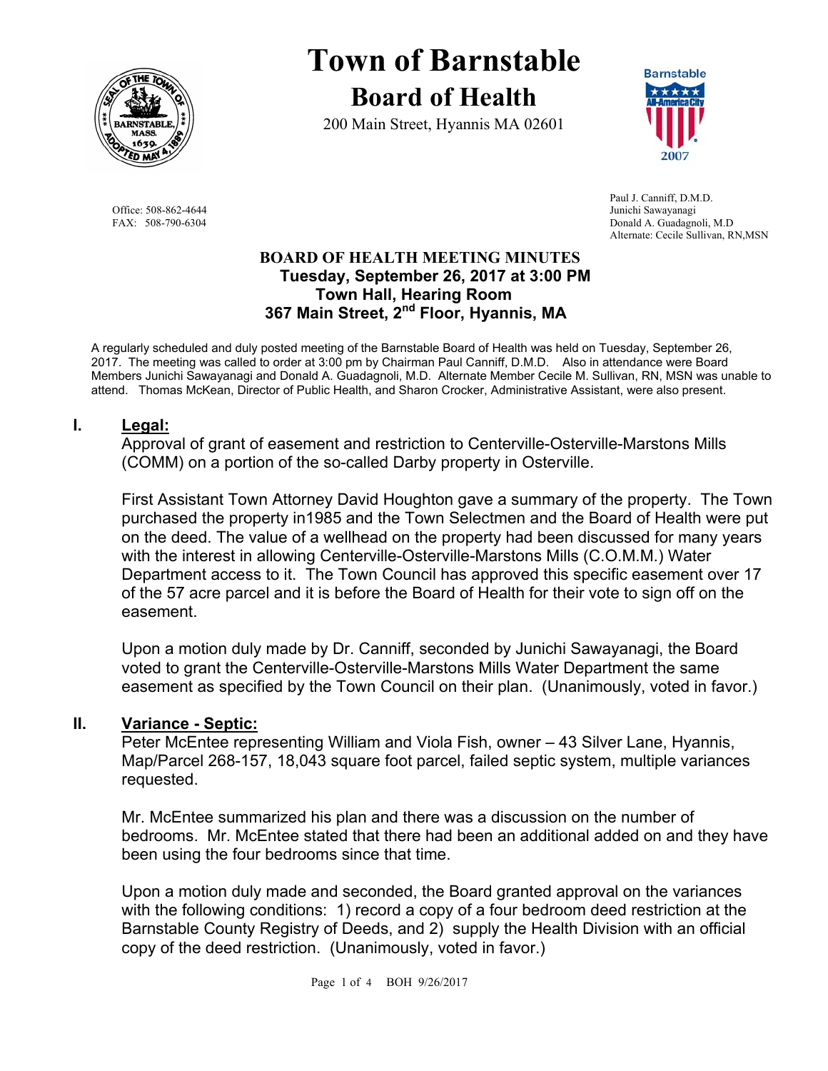# Town of Barnstable

## Board of Health

200 Main Street, Hyannis MA 02601

Office: 508-862-4644
FAX: 508-790-6304

Paul J. Canniff, D.M.D.
Junichi Sawayanagi
Donald A. Guadagnoli, M.D
Alternate: Cecile Sullivan, RN,MSN

### BOARD OF HEALTH MEETING MINUTES

**Tuesday, September 26, 2017 at 3:00 PM**
**Town Hall, Hearing Room**
**367 Main Street, 2nd Floor, Hyannis, MA**

A regularly scheduled and duly posted meeting of the Barnstable Board of Health was held on Tuesday, September 26, 2017. The meeting was called to order at 3:00 pm by Chairman Paul Canniff, D.M.D. Also in attendance were Board Members Junichi Sawayanagi and Donald A. Guadagnoli, M.D. Alternate Member Cecile M. Sullivan, RN, MSN was unable to attend. Thomas McKean, Director of Public Health, and Sharon Crocker, Administrative Assistant, were also present.

## I. Legal:

Approval of grant of easement and restriction to Centerville-Osterville-Marstons Mills (COMM) on a portion of the so-called Darby property in Osterville.

First Assistant Town Attorney David Houghton gave a summary of the property. The Town purchased the property in1985 and the Town Selectmen and the Board of Health were put on the deed. The value of a wellhead on the property had been discussed for many years with the interest in allowing Centerville-Osterville-Marstons Mills (C.O.M.M.) Water Department access to it. The Town Council has approved this specific easement over 17 of the 57 acre parcel and it is before the Board of Health for their vote to sign off on the easement.

Upon a motion duly made by Dr. Canniff, seconded by Junichi Sawayanagi, the Board voted to grant the Centerville-Osterville-Marstons Mills Water Department the same easement as specified by the Town Council on their plan. (Unanimously, voted in favor.)

## II. Variance - Septic:

Peter McEntee representing William and Viola Fish, owner – 43 Silver Lane, Hyannis, Map/Parcel 268-157, 18,043 square foot parcel, failed septic system, multiple variances requested.

Mr. McEntee summarized his plan and there was a discussion on the number of bedrooms. Mr. McEntee stated that there had been an additional added on and they have been using the four bedrooms since that time.

Upon a motion duly made and seconded, the Board granted approval on the variances with the following conditions: 1) record a copy of a four bedroom deed restriction at the Barnstable County Registry of Deeds, and 2) supply the Health Division with an official copy of the deed restriction. (Unanimously, voted in favor.)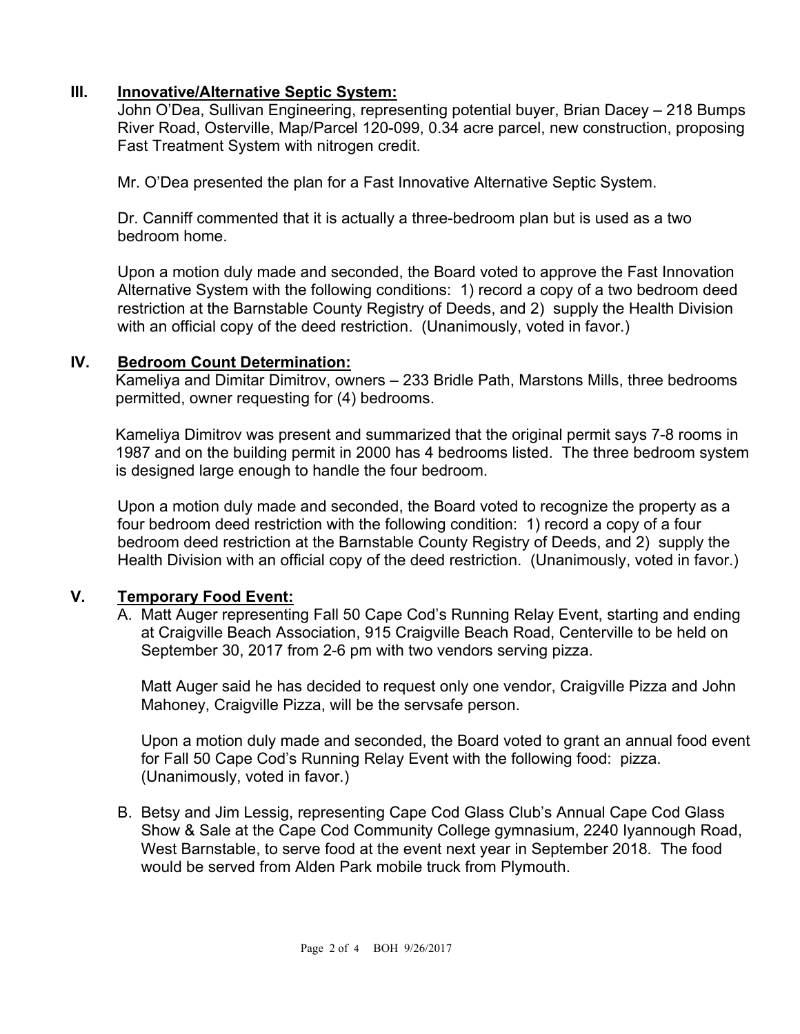## III. Innovative/Alternative Septic System:

John O'Dea, Sullivan Engineering, representing potential buyer, Brian Dacey – 218 Bumps River Road, Osterville, Map/Parcel 120-099, 0.34 acre parcel, new construction, proposing Fast Treatment System with nitrogen credit.

Mr. O'Dea presented the plan for a Fast Innovative Alternative Septic System.

Dr. Canniff commented that it is actually a three-bedroom plan but is used as a two bedroom home.

Upon a motion duly made and seconded, the Board voted to approve the Fast Innovation Alternative System with the following conditions: 1) record a copy of a two bedroom deed restriction at the Barnstable County Registry of Deeds, and 2) supply the Health Division with an official copy of the deed restriction. (Unanimously, voted in favor.)

## IV. Bedroom Count Determination:

Kameliya and Dimitar Dimitrov, owners – 233 Bridle Path, Marstons Mills, three bedrooms permitted, owner requesting for (4) bedrooms.

Kameliya Dimitrov was present and summarized that the original permit says 7-8 rooms in 1987 and on the building permit in 2000 has 4 bedrooms listed. The three bedroom system is designed large enough to handle the four bedroom.

Upon a motion duly made and seconded, the Board voted to recognize the property as a four bedroom deed restriction with the following condition: 1) record a copy of a four bedroom deed restriction at the Barnstable County Registry of Deeds, and 2) supply the Health Division with an official copy of the deed restriction. (Unanimously, voted in favor.)

## V. Temporary Food Event:

A. Matt Auger representing Fall 50 Cape Cod's Running Relay Event, starting and ending at Craigville Beach Association, 915 Craigville Beach Road, Centerville to be held on September 30, 2017 from 2-6 pm with two vendors serving pizza.

   Matt Auger said he has decided to request only one vendor, Craigville Pizza and John Mahoney, Craigville Pizza, will be the servsafe person.

   Upon a motion duly made and seconded, the Board voted to grant an annual food event for Fall 50 Cape Cod's Running Relay Event with the following food: pizza. (Unanimously, voted in favor.)

B. Betsy and Jim Lessig, representing Cape Cod Glass Club's Annual Cape Cod Glass Show & Sale at the Cape Cod Community College gymnasium, 2240 Iyannough Road, West Barnstable, to serve food at the event next year in September 2018. The food would be served from Alden Park mobile truck from Plymouth.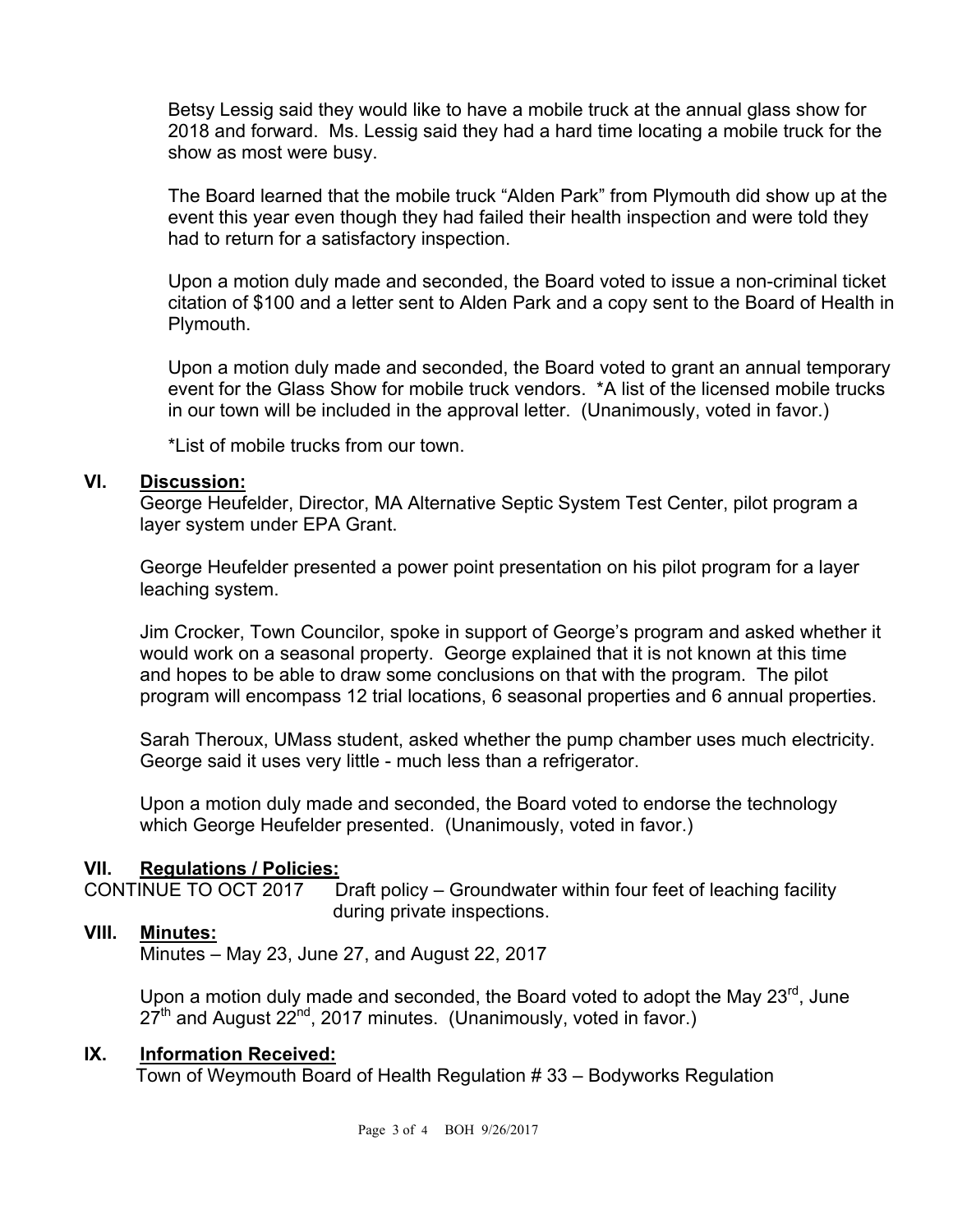Betsy Lessig said they would like to have a mobile truck at the annual glass show for 2018 and forward. Ms. Lessig said they had a hard time locating a mobile truck for the show as most were busy.

The Board learned that the mobile truck "Alden Park" from Plymouth did show up at the event this year even though they had failed their health inspection and were told they had to return for a satisfactory inspection.

Upon a motion duly made and seconded, the Board voted to issue a non-criminal ticket citation of $100 and a letter sent to Alden Park and a copy sent to the Board of Health in Plymouth.

Upon a motion duly made and seconded, the Board voted to grant an annual temporary event for the Glass Show for mobile truck vendors. *A list of the licensed mobile trucks in our town will be included in the approval letter. (Unanimously, voted in favor.)

*List of mobile trucks from our town.

## VI. Discussion:

George Heufelder, Director, MA Alternative Septic System Test Center, pilot program a layer system under EPA Grant.

George Heufelder presented a power point presentation on his pilot program for a layer leaching system.

Jim Crocker, Town Councilor, spoke in support of George's program and asked whether it would work on a seasonal property. George explained that it is not known at this time and hopes to be able to draw some conclusions on that with the program. The pilot program will encompass 12 trial locations, 6 seasonal properties and 6 annual properties.

Sarah Theroux, UMass student, asked whether the pump chamber uses much electricity. George said it uses very little - much less than a refrigerator.

Upon a motion duly made and seconded, the Board voted to endorse the technology which George Heufelder presented. (Unanimously, voted in favor.)

## VII. Regulations / Policies:

CONTINUE TO OCT 2017 Draft policy – Groundwater within four feet of leaching facility during private inspections.

## VIII. Minutes:

Minutes – May 23, June 27, and August 22, 2017

Upon a motion duly made and seconded, the Board voted to adopt the May 23rd, June 27th and August 22nd, 2017 minutes. (Unanimously, voted in favor.)

## IX. Information Received:

Town of Weymouth Board of Health Regulation # 33 – Bodyworks Regulation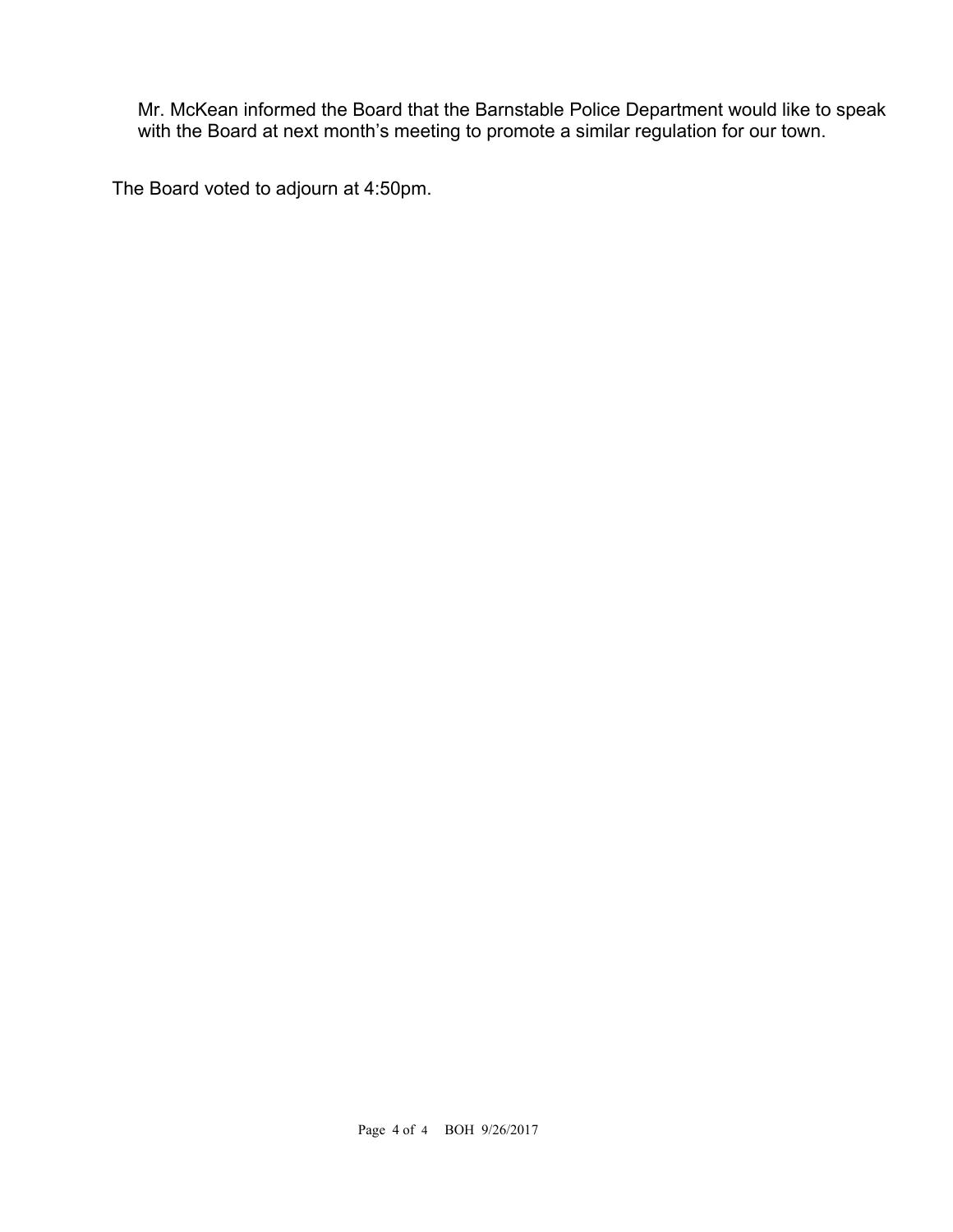Mr. McKean informed the Board that the Barnstable Police Department would like to speak with the Board at next month's meeting to promote a similar regulation for our town.

The Board voted to adjourn at 4:50pm.